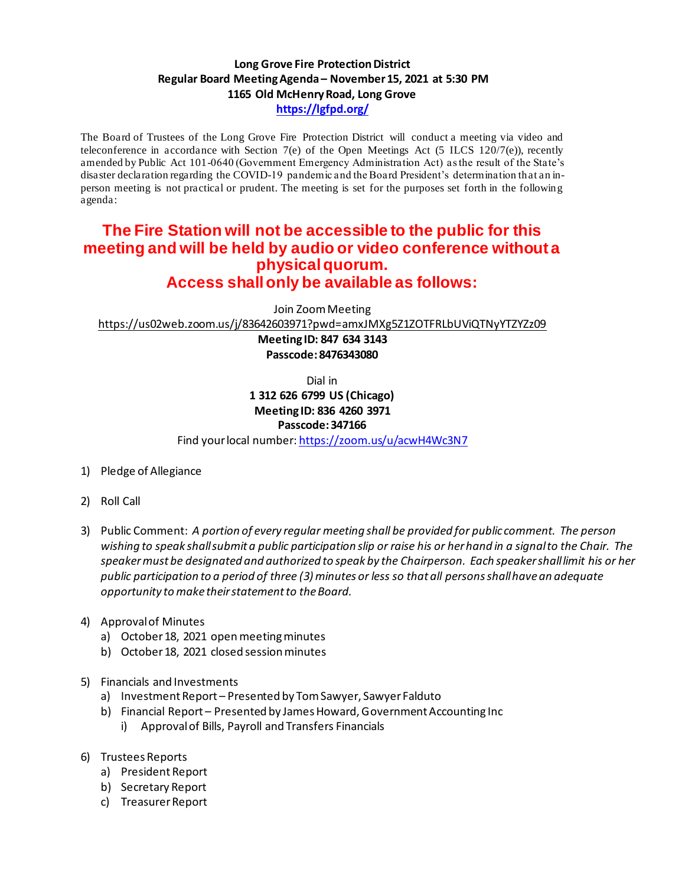**Long Grove Fire Protection District**
**Regular Board Meeting Agenda – November 15, 2021 at 5:30 PM**
**1165 Old McHenry Road, Long Grove**
**https://lgfpd.org/**

The Board of Trustees of the Long Grove Fire Protection District will conduct a meeting via video and teleconference in accordance with Section 7(e) of the Open Meetings Act (5 ILCS 120/7(e)), recently amended by Public Act 101-0640 (Government Emergency Administration Act) as the result of the State's disaster declaration regarding the COVID-19 pandemic and the Board President's determination that an in-person meeting is not practical or prudent. The meeting is set for the purposes set forth in the following agenda:

## The Fire Station will not be accessible to the public for this meeting and will be held by audio or video conference without a physical quorum.
## Access shall only be available as follows:

Join Zoom Meeting
https://us02web.zoom.us/j/83642603971?pwd=amxJMXg5Z1ZOTFRLbUViQTNyYTZYZz09
**Meeting ID: 847 634 3143**
**Passcode: 8476343080**

Dial in
**1 312 626 6799 US (Chicago)**
**Meeting ID: 836 4260 3971**
**Passcode: 347166**
Find your local number: https://zoom.us/u/acwH4Wc3N7

1) Pledge of Allegiance

2) Roll Call

3) Public Comment: *A portion of every regular meeting shall be provided for public comment. The person wishing to speak shall submit a public participation slip or raise his or her hand in a signal to the Chair. The speaker must be designated and authorized to speak by the Chairperson. Each speaker shall limit his or her public participation to a period of three (3) minutes or less so that all persons shall have an adequate opportunity to make their statement to the Board.*

4) Approval of Minutes
   a) October 18, 2021 open meeting minutes
   b) October 18, 2021 closed session minutes

5) Financials and Investments
   a) Investment Report – Presented by Tom Sawyer, Sawyer Falduto
   b) Financial Report – Presented by James Howard, Government Accounting Inc
      i) Approval of Bills, Payroll and Transfers Financials

6) Trustees Reports
   a) President Report
   b) Secretary Report
   c) Treasurer Report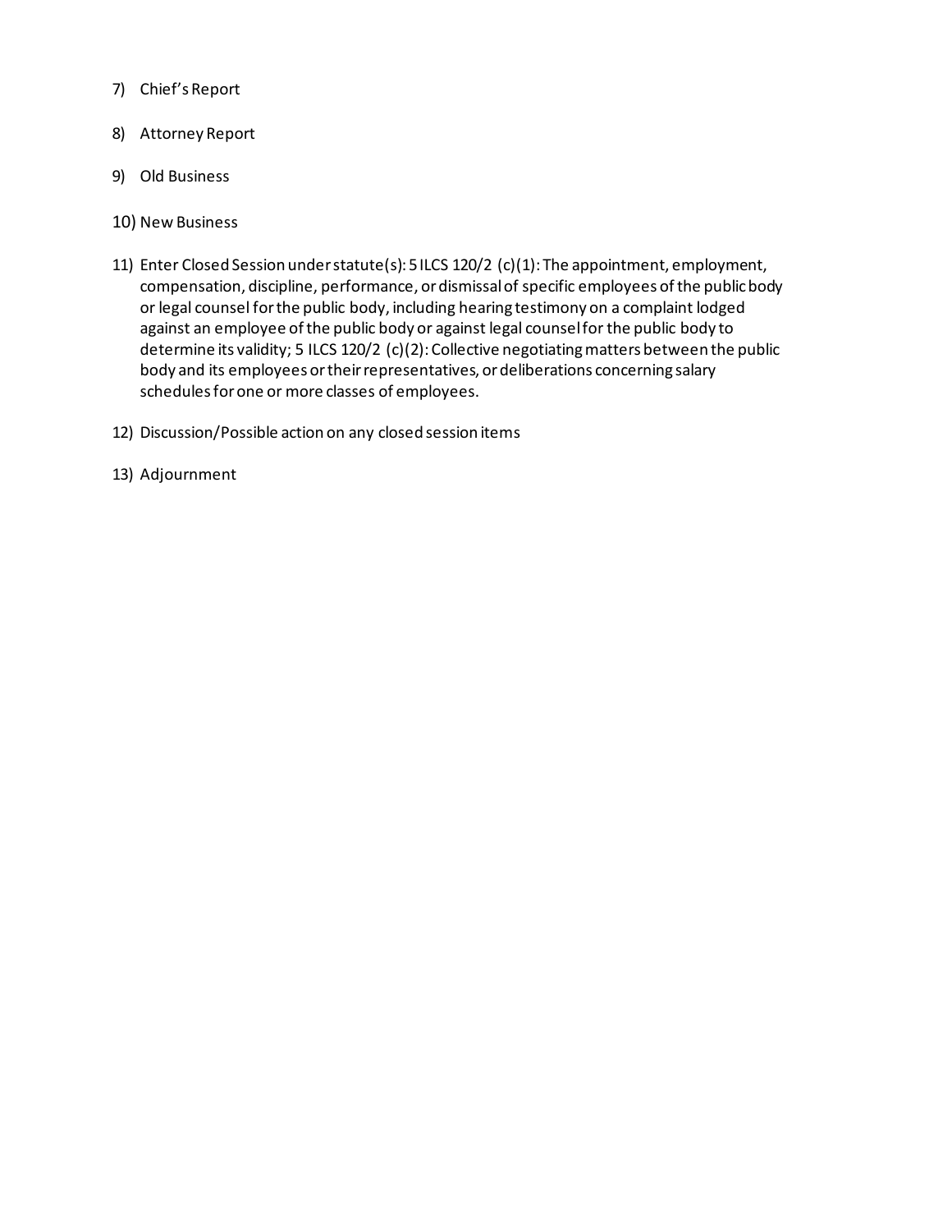7) Chief's Report

8) Attorney Report

9) Old Business

10) New Business

11) Enter Closed Session under statute(s): 5 ILCS 120/2 (c)(1): The appointment, employment, compensation, discipline, performance, or dismissal of specific employees of the public body or legal counsel for the public body, including hearing testimony on a complaint lodged against an employee of the public body or against legal counsel for the public body to determine its validity; 5 ILCS 120/2 (c)(2): Collective negotiating matters between the public body and its employees or their representatives, or deliberations concerning salary schedules for one or more classes of employees.

12) Discussion/Possible action on any closed session items

13) Adjournment